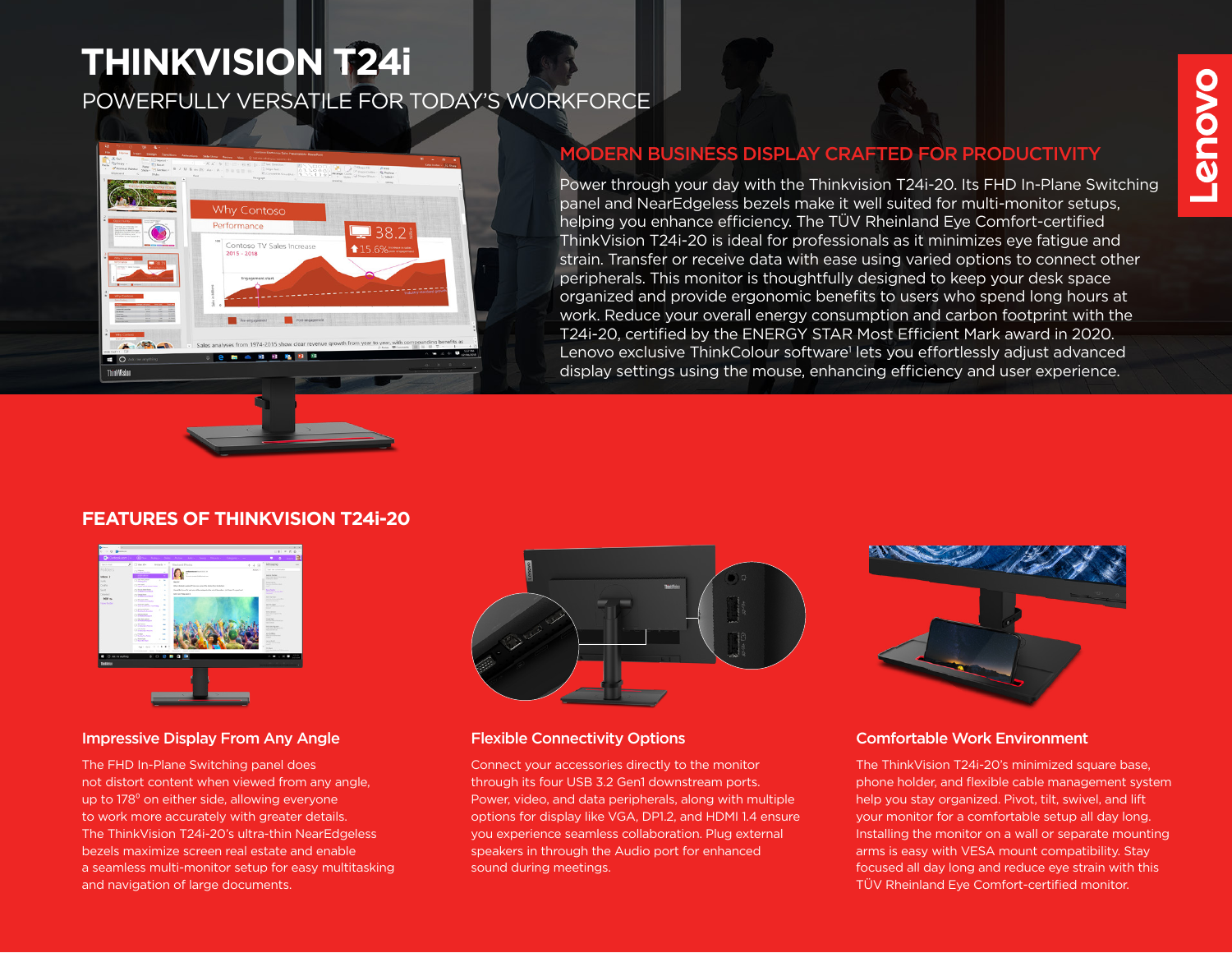# THINKVISION T24i

POWERFULLY VERSATILE FOR TODAY'S WORKFORCE

## MODERN BUSINESS DISPLAY CRAFTED FOR PRODUCTIVITY

Power through your day with the Thinkvision T24i-20. Its FHD In-Plane Switching panel and NearEdgeless bezels make it well suited for multi-monitor setups, helping you enhance efficiency. The TÜV Rheinland Eye Comfort-certified ThinkVision T24i-20 is ideal for professionals as it minimizes eye fatigue and strain. Transfer or receive data with ease using varied options to connect other peripherals. This monitor is thoughtfully designed to keep your desk space organized and provide ergonomic benefits to users who spend long hours at work. Reduce your overall energy consumption and carbon footprint with the T24i-20, certified by the ENERGY STAR Most Efficient Mark award in 2020. Lenovo exclusive ThinkColour software[1] lets you effortlessly adjust advanced display settings using the mouse, enhancing efficiency and user experience.

## FEATURES OF THINKVISION T24i-20

### Impressive Display From Any Angle

The FHD In-Plane Switching panel does not distort content when viewed from any angle, up to 178° on either side, allowing everyone to work more accurately with greater details. The ThinkVision T24i-20's ultra-thin NearEdgeless bezels maximize screen real estate and enable a seamless multi-monitor setup for easy multitasking and navigation of large documents.

### Flexible Connectivity Options

Connect your accessories directly to the monitor through its four USB 3.2 Gen1 downstream ports. Power, video, and data peripherals, along with multiple options for display like VGA, DP1.2, and HDMI 1.4 ensure you experience seamless collaboration. Plug external speakers in through the Audio port for enhanced sound during meetings.

### Comfortable Work Environment

The ThinkVision T24i-20's minimized square base, phone holder, and flexible cable management system help you stay organized. Pivot, tilt, swivel, and lift your monitor for a comfortable setup all day long. Installing the monitor on a wall or separate mounting arms is easy with VESA mount compatibility. Stay focused all day long and reduce eye strain with this TÜV Rheinland Eye Comfort-certified monitor.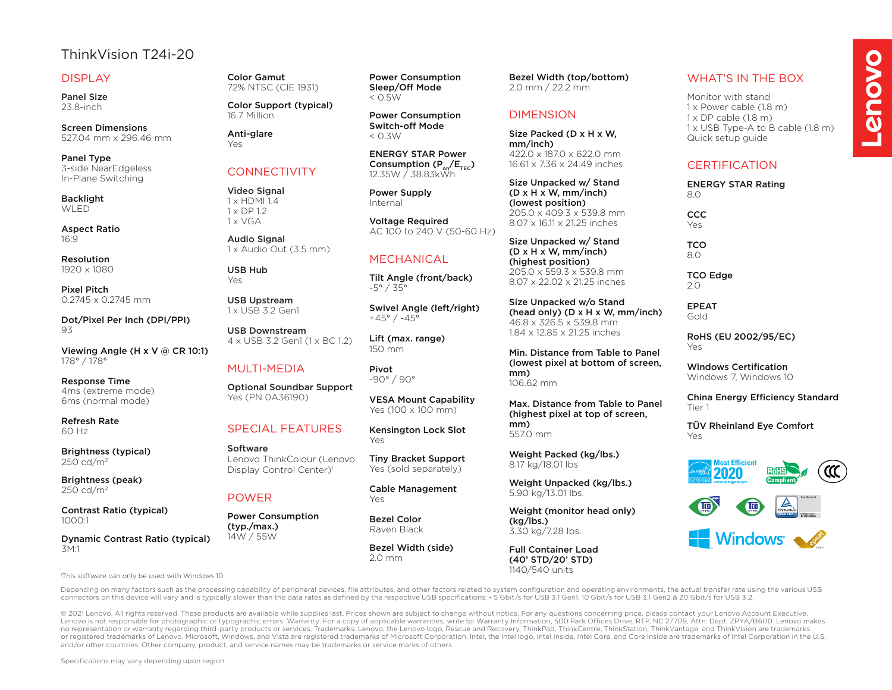# ThinkVision T24i-20

## DISPLAY

**Panel Size**
23.8-inch

**Screen Dimensions**
527.04 mm x 296.46 mm

**Panel Type**
3-side NearEdgeless
In-Plane Switching

**Backlight**
WLED

**Aspect Ratio**
16:9

**Resolution**
1920 x 1080

**Pixel Pitch**
0.2745 x 0.2745 mm

**Dot/Pixel Per Inch (DPI/PPI)**
93

**Viewing Angle (H x V @ CR 10:1)**
178° / 178°

**Response Time**
4ms (extreme mode)
6ms (normal mode)

**Refresh Rate**
60 Hz

**Brightness (typical)**
250 cd/m²

**Brightness (peak)**
250 cd/m²

**Contrast Ratio (typical)**
1000:1

**Dynamic Contrast Ratio (typical)**
3M:1

**Color Gamut**
72% NTSC (CIE 1931)

**Color Support (typical)**
16.7 Million

**Anti-glare**
Yes

## CONNECTIVITY

**Video Signal**
1 x HDMI 1.4
1 x DP 1.2
1 x VGA

**Audio Signal**
1 x Audio Out (3.5 mm)

**USB Hub**
Yes

**USB Upstream**
1 x USB 3.2 Gen1

**USB Downstream**
4 x USB 3.2 Gen1 (1 x BC 1.2)

## MULTI-MEDIA

**Optional Soundbar Support**
Yes (PN 0A36190)

## SPECIAL FEATURES

**Software**
Lenovo ThinkColour (Lenovo Display Control Center)[1]

## POWER

**Power Consumption (typ./max.)**
14W / 55W

**Power Consumption Sleep/Off Mode**
< 0.5W

**Power Consumption Switch-off Mode**
< 0.3W

**ENERGY STAR Power Consumption ($P_{on}$/$E_{TEC}$)**
12.35W / 38.83kWh

**Power Supply**
Internal

**Voltage Required**
AC 100 to 240 V (50-60 Hz)

## MECHANICAL

**Tilt Angle (front/back)**
-5° / 35°

**Swivel Angle (left/right)**
+45° / -45°

**Lift (max. range)**
150 mm

**Pivot**
-90° / 90°

**VESA Mount Capability**
Yes (100 x 100 mm)

**Kensington Lock Slot**
Yes

**Tiny Bracket Support**
Yes (sold separately)

**Cable Management**
Yes

**Bezel Color**
Raven Black

**Bezel Width (side)**
2.0 mm

**Bezel Width (top/bottom)**
2.0 mm / 22.2 mm

## DIMENSION

**Size Packed (D x H x W, mm/inch)**
422.0 x 187.0 x 622.0 mm
16.61 x 7.36 x 24.49 inches

**Size Unpacked w/ Stand (D x H x W, mm/inch) (lowest position)**
205.0 x 409.3 x 539.8 mm
8.07 x 16.11 x 21.25 inches

**Size Unpacked w/ Stand (D x H x W, mm/inch) (highest position)**
205.0 x 559.3 x 539.8 mm
8.07 x 22.02 x 21.25 inches

**Size Unpacked w/o Stand (head only) (D x H x W, mm/inch)**
46.8 x 326.5 x 539.8 mm
1.84 x 12.85 x 21.25 inches

**Min. Distance from Table to Panel (lowest pixel at bottom of screen, mm)**
106.62 mm

**Max. Distance from Table to Panel (highest pixel at top of screen, mm)**
557.0 mm

**Weight Packed (kg/lbs.)**
8.17 kg/18.01 lbs

**Weight Unpacked (kg/lbs.)**
5.90 kg/13.01 lbs.

**Weight (monitor head only) (kg/lbs.)**
3.30 kg/7.28 lbs.

**Full Container Load (40' STD/20' STD)**
1140/540 units

## WHAT'S IN THE BOX

Monitor with stand
1 x Power cable (1.8 m)
1 x DP cable (1.8 m)
1 x USB Type-A to B cable (1.8 m)
Quick setup guide

## CERTIFICATION

**ENERGY STAR Rating**
8.0

**CCC**
Yes

**TCO**
8.0

**TCO Edge**
2.0

**EPEAT**
Gold

**RoHS (EU 2002/95/EC)**
Yes

**Windows Certification**
Windows 7, Windows 10

**China Energy Efficiency Standard**
Tier 1

**TÜV Rheinland Eye Comfort**
Yes

[1]This software can only be used with Windows 10

Depending on many factors such as the processing capability of peripheral devices, file attributes, and other factors related to system configuration and operating environments, the actual transfer rate using the various USB connectors on this device will vary and is typically slower than the data rates as defined by the respective USB specifications: - 5 Gbit/s for USB 3.1 Gen1; 10 Gbit/s for USB 3.1 Gen2 & 20 Gbit/s for USB 3.2.

© 2021 Lenovo. All rights reserved. These products are available while supplies last. Prices shown are subject to change without notice. For any questions concerning price, please contact your Lenovo Account Executive. Lenovo is not responsible for photographic or typographic errors. Warranty: For a copy of applicable warranties, write to: Warranty Information, 500 Park Offices Drive, RTP, NC 27709, Attn: Dept. ZPYA/B600. Lenovo makes no representation or warranty regarding third-party products or services. Trademarks: Lenovo, the Lenovo logo, Rescue and Recovery, ThinkPad, ThinkCentre, ThinkStation, ThinkVantage, and ThinkVision are trademarks or registered trademarks of Lenovo. Microsoft, Windows, and Vista are registered trademarks of Microsoft Corporation. Intel, the Intel logo, Intel Inside, Intel Core, and Core Inside are trademarks of Intel Corporation in the U.S. and/or other countries. Other company, product, and service names may be trademarks or service marks of others.

Specifications may vary depending upon region.